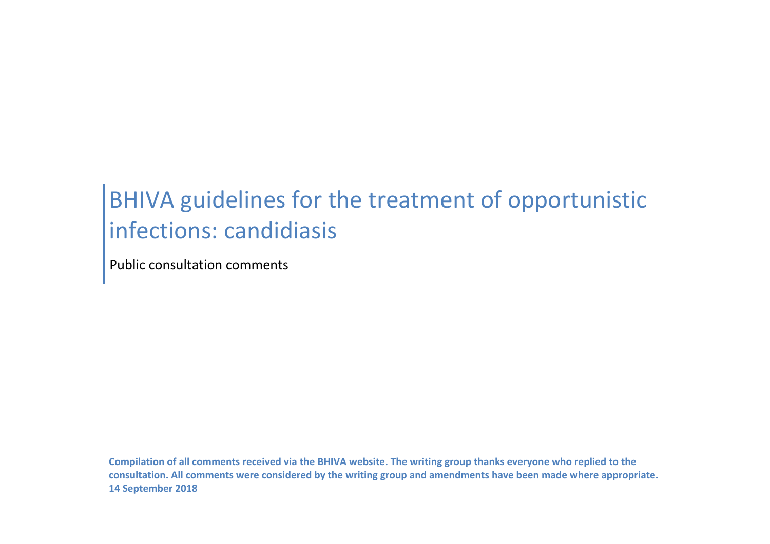# BHIVA guidelines for the treatment of opportunistic infections: candidiasis

Public consultation comments

**Compilation of all comments received via the BHIVA website. The writing group thanks everyone who replied to the consultation. All comments were considered by the writing group and amendments have been made where appropriate. 14 September 2018**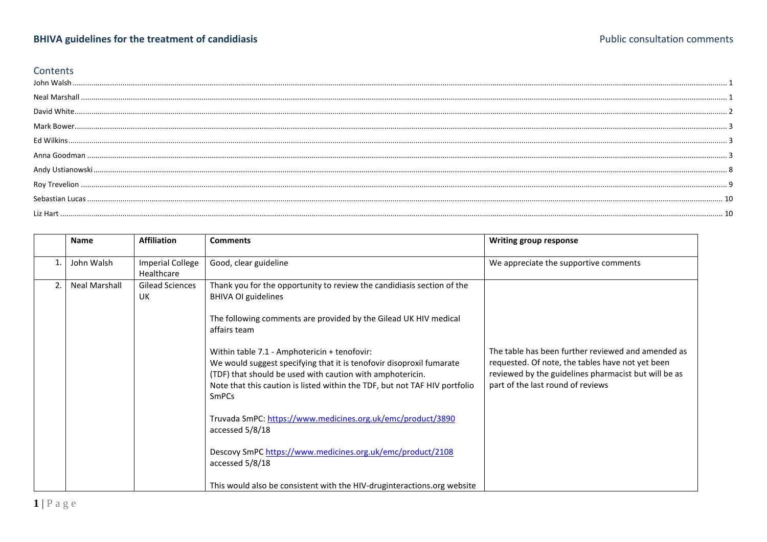**BHIVA guidelines for the treatment of candidiasis** — Public consultation comments

## Contents

John Walsh ... 1
Neal Marshall ... 1
David White ... 2
Mark Bower ... 3
Ed Wilkins ... 3
Anna Goodman ... 3
Andy Ustianowski ... 8
Roy Trevelion ... 9
Sebastian Lucas ... 10
Liz Hart ... 10

| | Name | Affiliation | Comments | Writing group response |
|---|---|---|---|---|
| 1. | John Walsh | Imperial College Healthcare | Good, clear guideline | We appreciate the supportive comments |
| 2. | Neal Marshall | Gilead Sciences UK | Thank you for the opportunity to review the candidiasis section of the BHIVA OI guidelines<br><br>The following comments are provided by the Gilead UK HIV medical affairs team<br><br>Within table 7.1 - Amphotericin + tenofovir:<br>We would suggest specifying that it is tenofovir disoproxil fumarate (TDF) that should be used with caution with amphotericin.<br>Note that this caution is listed within the TDF, but not TAF HIV portfolio SmPCs<br><br>Truvada SmPC: https://www.medicines.org.uk/emc/product/3890 accessed 5/8/18<br><br>Descovy SmPC https://www.medicines.org.uk/emc/product/2108 accessed 5/8/18<br><br>This would also be consistent with the HIV-druginteractions.org website | The table has been further reviewed and amended as requested. Of note, the tables have not yet been reviewed by the guidelines pharmacist but will be as part of the last round of reviews |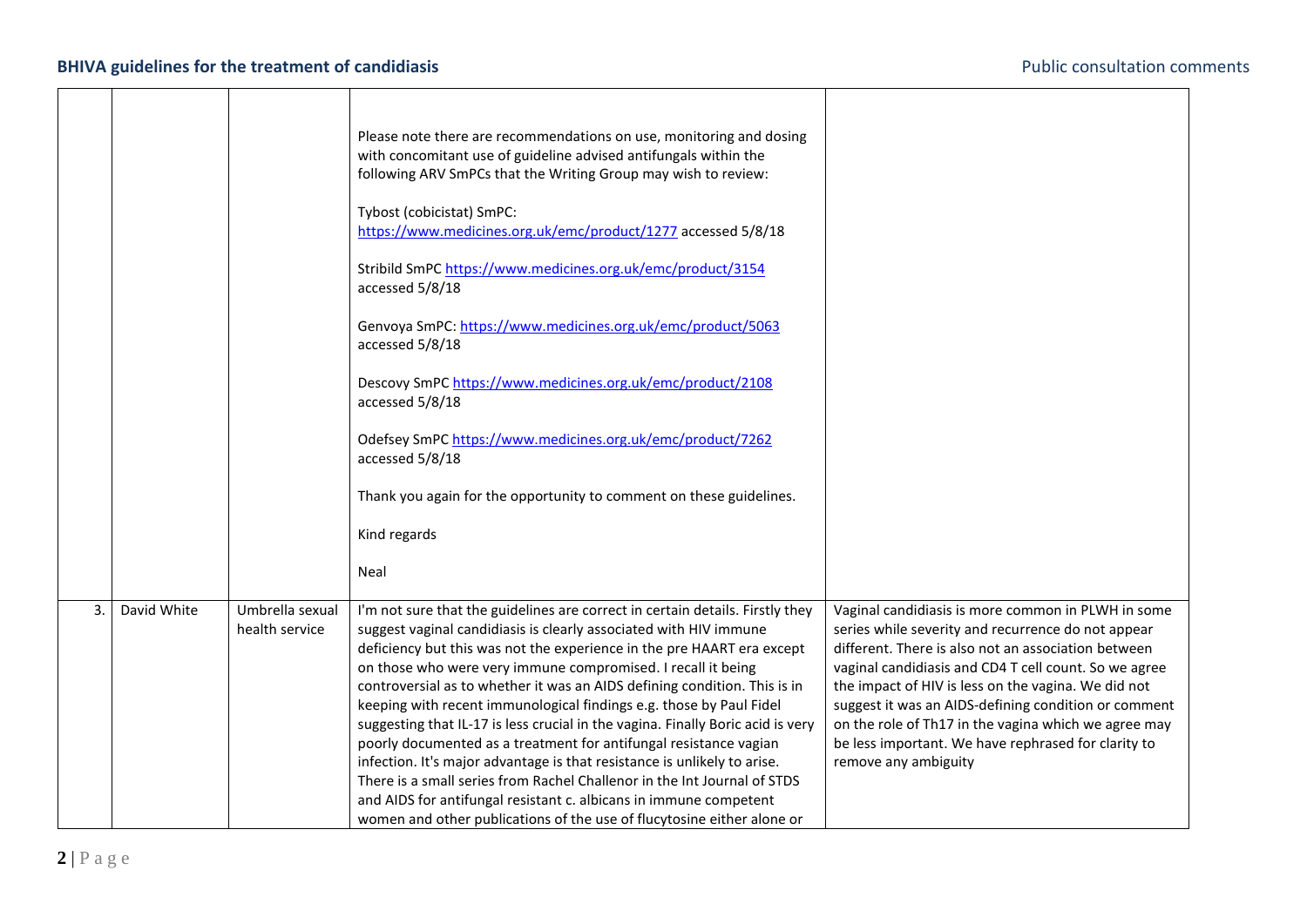|  |  |  |  |  |
|---|---|---|---|---|
|  |  |  | Please note there are recommendations on use, monitoring and dosing with concomitant use of guideline advised antifungals within the following ARV SmPCs that the Writing Group may wish to review:<br><br>Tybost (cobicistat) SmPC: https://www.medicines.org.uk/emc/product/1277 accessed 5/8/18<br><br>Stribild SmPC https://www.medicines.org.uk/emc/product/3154 accessed 5/8/18<br><br>Genvoya SmPC: https://www.medicines.org.uk/emc/product/5063 accessed 5/8/18<br><br>Descovy SmPC https://www.medicines.org.uk/emc/product/2108 accessed 5/8/18<br><br>Odefsey SmPC https://www.medicines.org.uk/emc/product/7262 accessed 5/8/18<br><br>Thank you again for the opportunity to comment on these guidelines.<br><br>Kind regards<br><br>Neal |  |
| 3. | David White | Umbrella sexual health service | I'm not sure that the guidelines are correct in certain details. Firstly they suggest vaginal candidiasis is clearly associated with HIV immune deficiency but this was not the experience in the pre HAART era except on those who were very immune compromised. I recall it being controversial as to whether it was an AIDS defining condition. This is in keeping with recent immunological findings e.g. those by Paul Fidel suggesting that IL-17 is less crucial in the vagina. Finally Boric acid is very poorly documented as a treatment for antifungal resistance vagian infection. It's major advantage is that resistance is unlikely to arise. There is a small series from Rachel Challenor in the Int Journal of STDS and AIDS for antifungal resistant c. albicans in immune competent women and other publications of the use of flucytosine either alone or | Vaginal candidiasis is more common in PLWH in some series while severity and recurrence do not appear different. There is also not an association between vaginal candidiasis and CD4 T cell count. So we agree the impact of HIV is less on the vagina. We did not suggest it was an AIDS-defining condition or comment on the role of Th17 in the vagina which we agree may be less important. We have rephrased for clarity to remove any ambiguity |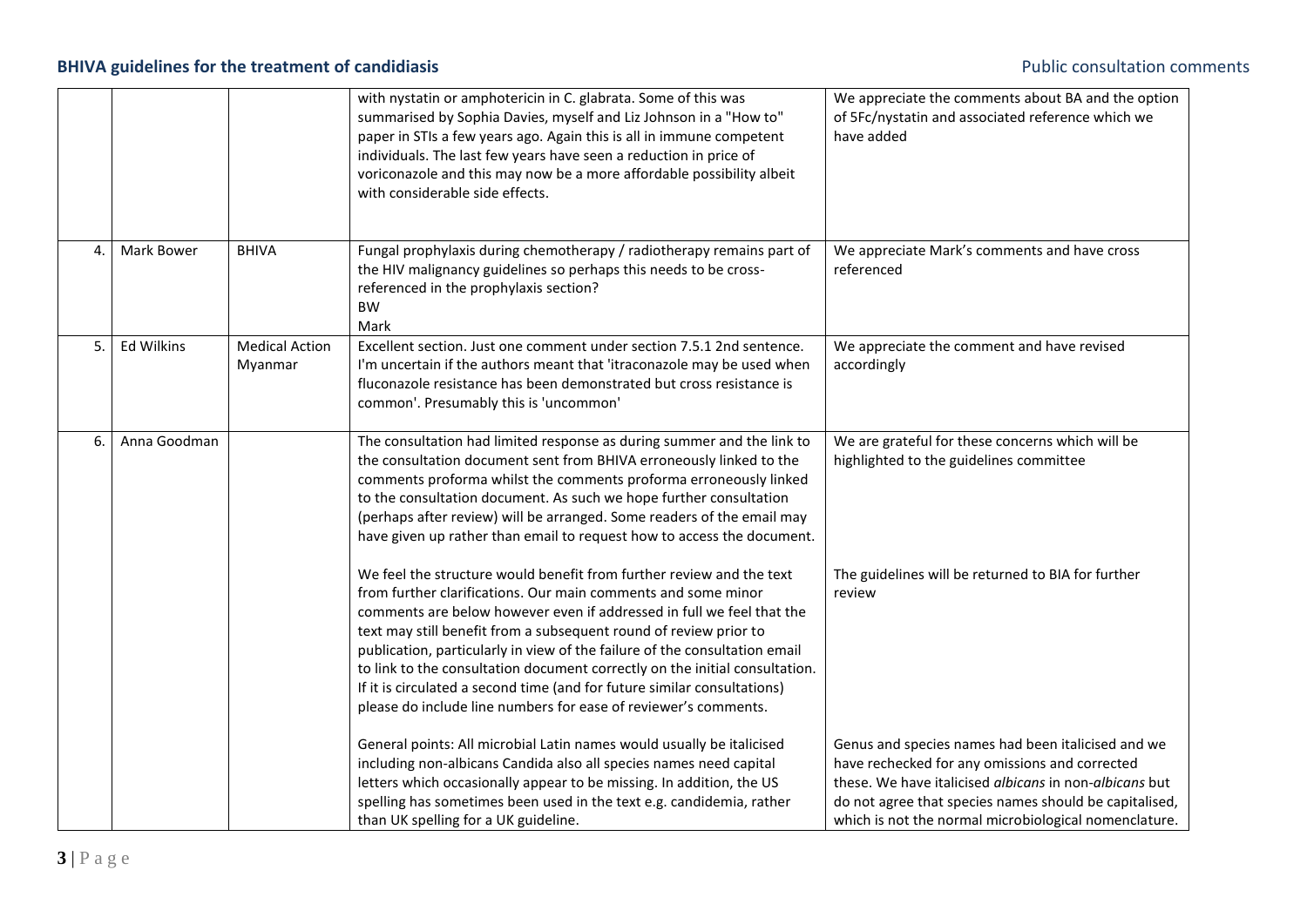| | | | with nystatin or amphotericin in C. glabrata. Some of this was summarised by Sophia Davies, myself and Liz Johnson in a "How to" paper in STIs a few years ago. Again this is all in immune competent individuals. The last few years have seen a reduction in price of voriconazole and this may now be a more affordable possibility albeit with considerable side effects. | We appreciate the comments about BA and the option of 5Fc/nystatin and associated reference which we have added |
|---|---|---|---|---|
| 4. | Mark Bower | BHIVA | Fungal prophylaxis during chemotherapy / radiotherapy remains part of the HIV malignancy guidelines so perhaps this needs to be cross-referenced in the prophylaxis section?<br>BW<br>Mark | We appreciate Mark's comments and have cross referenced |
| 5. | Ed Wilkins | Medical Action Myanmar | Excellent section. Just one comment under section 7.5.1 2nd sentence. I'm uncertain if the authors meant that 'itraconazole may be used when fluconazole resistance has been demonstrated but cross resistance is common'. Presumably this is 'uncommon' | We appreciate the comment and have revised accordingly |
| 6. | Anna Goodman | | The consultation had limited response as during summer and the link to the consultation document sent from BHIVA erroneously linked to the comments proforma whilst the comments proforma erroneously linked to the consultation document. As such we hope further consultation (perhaps after review) will be arranged. Some readers of the email may have given up rather than email to request how to access the document.<br><br>We feel the structure would benefit from further review and the text from further clarifications. Our main comments and some minor comments are below however even if addressed in full we feel that the text may still benefit from a subsequent round of review prior to publication, particularly in view of the failure of the consultation email to link to the consultation document correctly on the initial consultation. If it is circulated a second time (and for future similar consultations) please do include line numbers for ease of reviewer's comments.<br><br>General points: All microbial Latin names would usually be italicised including non-albicans Candida also all species names need capital letters which occasionally appear to be missing. In addition, the US spelling has sometimes been used in the text e.g. candidemia, rather than UK spelling for a UK guideline. | We are grateful for these concerns which will be highlighted to the guidelines committee<br><br>The guidelines will be returned to BIA for further review<br><br>Genus and species names had been italicised and we have rechecked for any omissions and corrected these. We have italicised *albicans* in non-*albicans* but do not agree that species names should be capitalised, which is not the normal microbiological nomenclature. |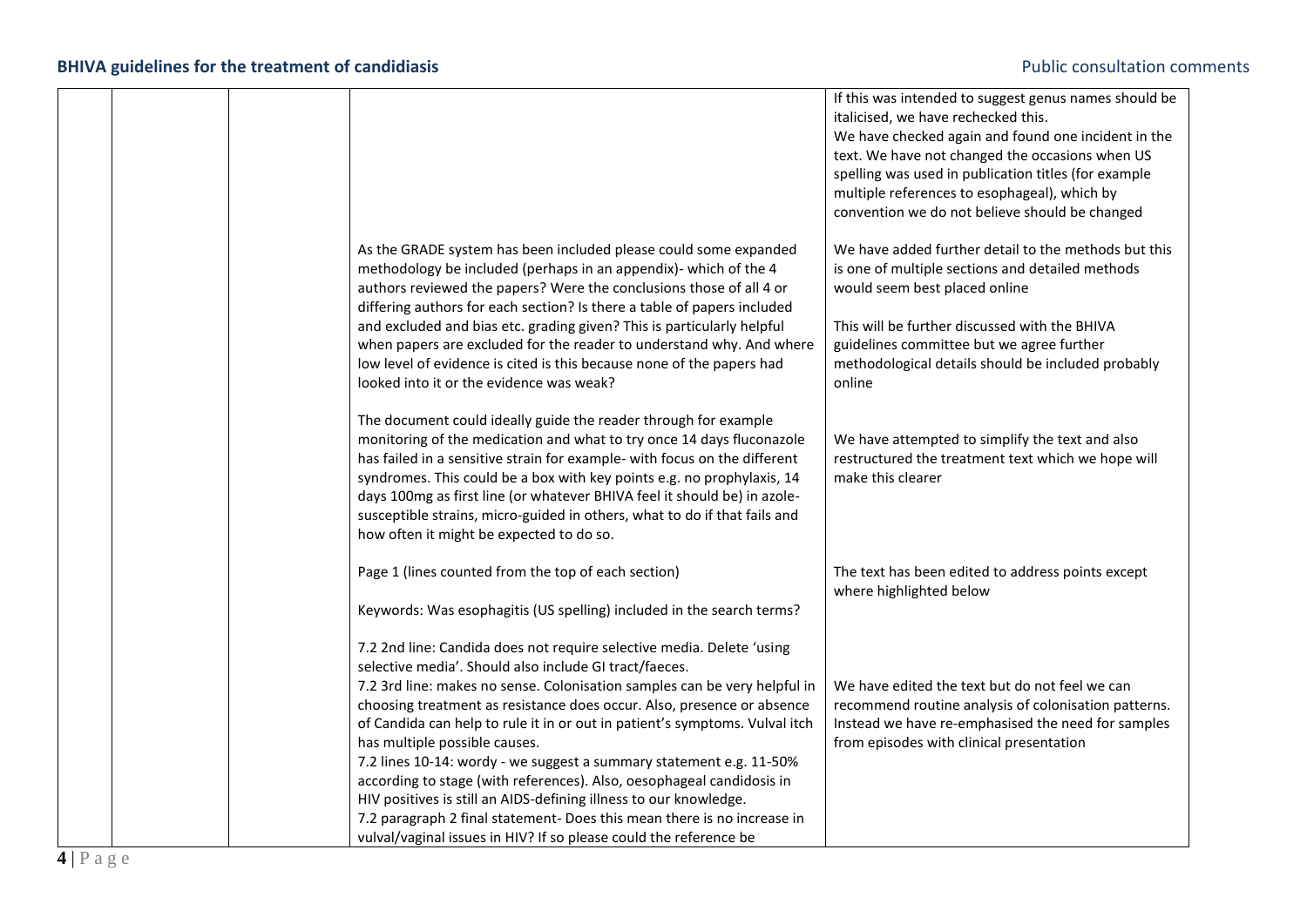| | | | | |
|---|---|---|---|---|
| | | | | If this was intended to suggest genus names should be italicised, we have rechecked this. We have checked again and found one incident in the text. We have not changed the occasions when US spelling was used in publication titles (for example multiple references to esophageal), which by convention we do not believe should be changed |
| | | | As the GRADE system has been included please could some expanded methodology be included (perhaps in an appendix)- which of the 4 authors reviewed the papers? Were the conclusions those of all 4 or differing authors for each section? Is there a table of papers included and excluded and bias etc. grading given? This is particularly helpful when papers are excluded for the reader to understand why. And where low level of evidence is cited is this because none of the papers had looked into it or the evidence was weak? | We have added further detail to the methods but this is one of multiple sections and detailed methods would seem best placed online<br><br>This will be further discussed with the BHIVA guidelines committee but we agree further methodological details should be included probably online |
| | | | The document could ideally guide the reader through for example monitoring of the medication and what to try once 14 days fluconazole has failed in a sensitive strain for example- with focus on the different syndromes. This could be a box with key points e.g. no prophylaxis, 14 days 100mg as first line (or whatever BHIVA feel it should be) in azole-susceptible strains, micro-guided in others, what to do if that fails and how often it might be expected to do so. | We have attempted to simplify the text and also restructured the treatment text which we hope will make this clearer |
| | | | Page 1 (lines counted from the top of each section)<br><br>Keywords: Was esophagitis (US spelling) included in the search terms? | The text has been edited to address points except where highlighted below |
| | | | 7.2 2nd line: Candida does not require selective media. Delete 'using selective media'. Should also include GI tract/faeces.<br>7.2 3rd line: makes no sense. Colonisation samples can be very helpful in choosing treatment as resistance does occur. Also, presence or absence of Candida can help to rule it in or out in patient's symptoms. Vulval itch has multiple possible causes.<br>7.2 lines 10-14: wordy - we suggest a summary statement e.g. 11-50% according to stage (with references). Also, oesophageal candidosis in HIV positives is still an AIDS-defining illness to our knowledge.<br>7.2 paragraph 2 final statement- Does this mean there is no increase in vulval/vaginal issues in HIV? If so please could the reference be | We have edited the text but do not feel we can recommend routine analysis of colonisation patterns. Instead we have re-emphasised the need for samples from episodes with clinical presentation |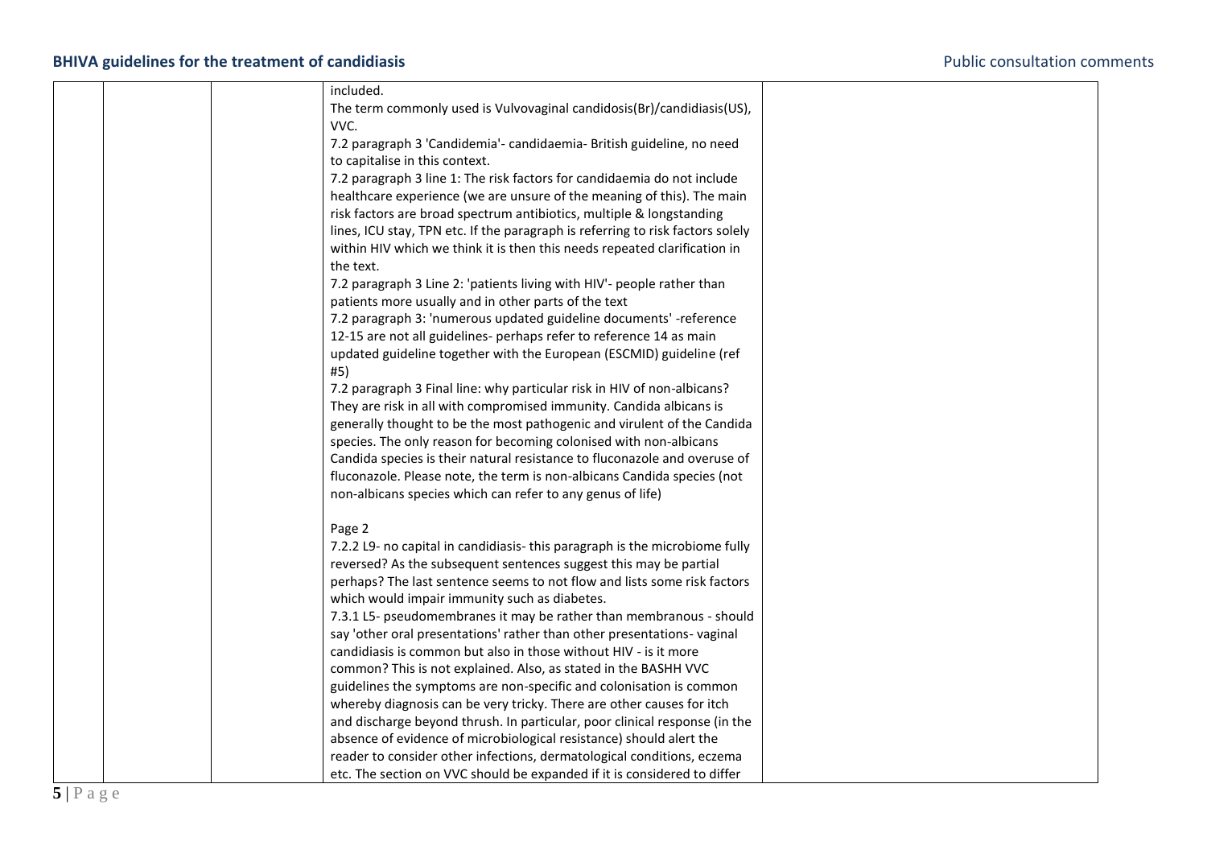| | | | | |
|---|---|---|---|---|
| | | | included.<br>The term commonly used is Vulvovaginal candidosis(Br)/candidiasis(US), VVC.<br>7.2 paragraph 3 'Candidemia'- candidaemia- British guideline, no need to capitalise in this context.<br>7.2 paragraph 3 line 1: The risk factors for candidaemia do not include healthcare experience (we are unsure of the meaning of this). The main risk factors are broad spectrum antibiotics, multiple & longstanding lines, ICU stay, TPN etc. If the paragraph is referring to risk factors solely within HIV which we think it is then this needs repeated clarification in the text.<br>7.2 paragraph 3 Line 2: 'patients living with HIV'- people rather than patients more usually and in other parts of the text<br>7.2 paragraph 3: 'numerous updated guideline documents' -reference 12-15 are not all guidelines- perhaps refer to reference 14 as main updated guideline together with the European (ESCMID) guideline (ref #5)<br>7.2 paragraph 3 Final line: why particular risk in HIV of non-albicans? They are risk in all with compromised immunity. Candida albicans is generally thought to be the most pathogenic and virulent of the Candida species. The only reason for becoming colonised with non-albicans Candida species is their natural resistance to fluconazole and overuse of fluconazole. Please note, the term is non-albicans Candida species (not non-albicans species which can refer to any genus of life)<br><br>Page 2<br>7.2.2 L9- no capital in candidiasis- this paragraph is the microbiome fully reversed? As the subsequent sentences suggest this may be partial perhaps? The last sentence seems to not flow and lists some risk factors which would impair immunity such as diabetes.<br>7.3.1 L5- pseudomembranes it may be rather than membranous - should say 'other oral presentations' rather than other presentations- vaginal candidiasis is common but also in those without HIV - is it more common? This is not explained. Also, as stated in the BASHH VVC guidelines the symptoms are non-specific and colonisation is common whereby diagnosis can be very tricky. There are other causes for itch and discharge beyond thrush. In particular, poor clinical response (in the absence of evidence of microbiological resistance) should alert the reader to consider other infections, dermatological conditions, eczema etc. The section on VVC should be expanded if it is considered to differ | |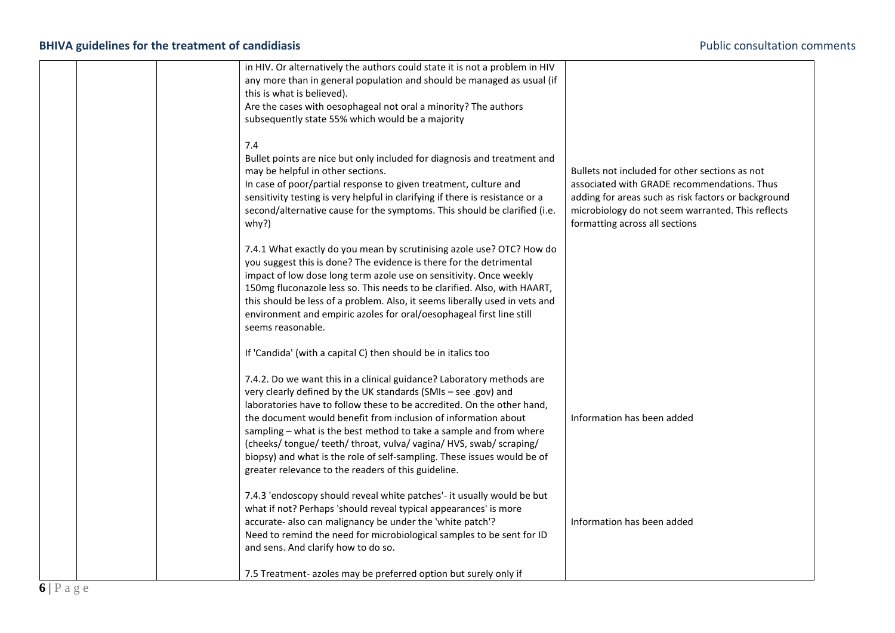| | | | | |
|---|---|---|---|---|
| | | | in HIV. Or alternatively the authors could state it is not a problem in HIV any more than in general population and should be managed as usual (if this is what is believed).<br>Are the cases with oesophageal not oral a minority? The authors subsequently state 55% which would be a majority<br><br>7.4<br>Bullet points are nice but only included for diagnosis and treatment and may be helpful in other sections.<br>In case of poor/partial response to given treatment, culture and sensitivity testing is very helpful in clarifying if there is resistance or a second/alternative cause for the symptoms. This should be clarified (i.e. why?)<br><br>7.4.1 What exactly do you mean by scrutinising azole use? OTC? How do you suggest this is done? The evidence is there for the detrimental impact of low dose long term azole use on sensitivity. Once weekly 150mg fluconazole less so. This needs to be clarified. Also, with HAART, this should be less of a problem. Also, it seems liberally used in vets and environment and empiric azoles for oral/oesophageal first line still seems reasonable.<br><br>If 'Candida' (with a capital C) then should be in italics too<br><br>7.4.2. Do we want this in a clinical guidance? Laboratory methods are very clearly defined by the UK standards (SMIs – see .gov) and laboratories have to follow these to be accredited. On the other hand, the document would benefit from inclusion of information about sampling – what is the best method to take a sample and from where (cheeks/ tongue/ teeth/ throat, vulva/ vagina/ HVS, swab/ scraping/ biopsy) and what is the role of self-sampling. These issues would be of greater relevance to the readers of this guideline.<br><br>7.4.3 'endoscopy should reveal white patches'- it usually would be but what if not? Perhaps 'should reveal typical appearances' is more accurate- also can malignancy be under the 'white patch'?<br>Need to remind the need for microbiological samples to be sent for ID and sens. And clarify how to do so.<br><br>7.5 Treatment- azoles may be preferred option but surely only if | Bullets not included for other sections as not associated with GRADE recommendations. Thus adding for areas such as risk factors or background microbiology do not seem warranted. This reflects formatting across all sections<br><br>Information has been added<br><br>Information has been added |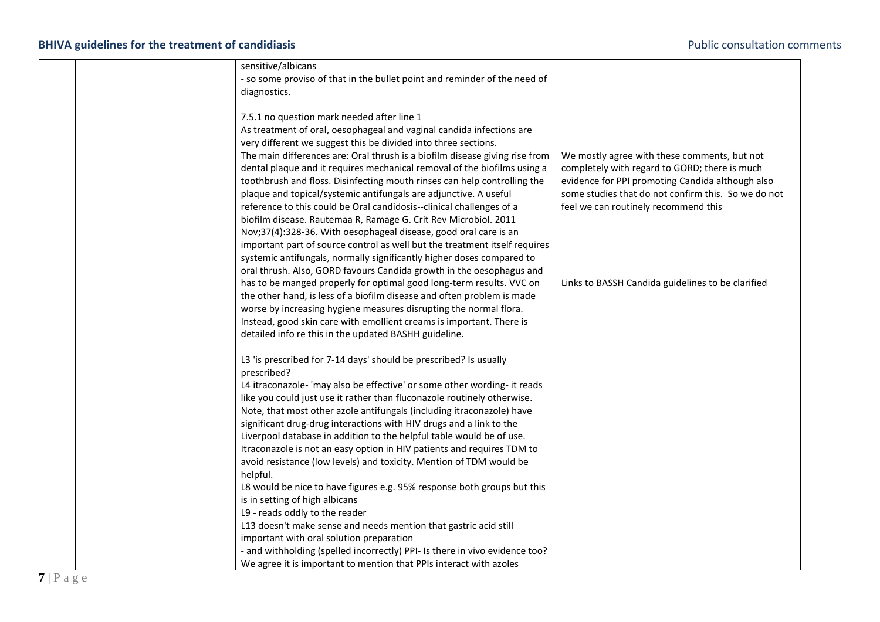| | | | | |
|---|---|---|---|---|
| | | | sensitive/albicans<br>- so some proviso of that in the bullet point and reminder of the need of diagnostics.<br><br>7.5.1 no question mark needed after line 1<br>As treatment of oral, oesophageal and vaginal candida infections are very different we suggest this be divided into three sections.<br>The main differences are: Oral thrush is a biofilm disease giving rise from dental plaque and it requires mechanical removal of the biofilms using a toothbrush and floss. Disinfecting mouth rinses can help controlling the plaque and topical/systemic antifungals are adjunctive. A useful reference to this could be Oral candidosis--clinical challenges of a biofilm disease. Rautemaa R, Ramage G. Crit Rev Microbiol. 2011 Nov;37(4):328-36. With oesophageal disease, good oral care is an important part of source control as well but the treatment itself requires systemic antifungals, normally significantly higher doses compared to oral thrush. Also, GORD favours Candida growth in the oesophagus and has to be manged properly for optimal good long-term results. VVC on the other hand, is less of a biofilm disease and often problem is made worse by increasing hygiene measures disrupting the normal flora. Instead, good skin care with emollient creams is important. There is detailed info re this in the updated BASHH guideline.<br><br>L3 'is prescribed for 7-14 days' should be prescribed? Is usually prescribed?<br>L4 itraconazole- 'may also be effective' or some other wording- it reads like you could just use it rather than fluconazole routinely otherwise. Note, that most other azole antifungals (including itraconazole) have significant drug-drug interactions with HIV drugs and a link to the Liverpool database in addition to the helpful table would be of use. Itraconazole is not an easy option in HIV patients and requires TDM to avoid resistance (low levels) and toxicity. Mention of TDM would be helpful.<br>L8 would be nice to have figures e.g. 95% response both groups but this is in setting of high albicans<br>L9 - reads oddly to the reader<br>L13 doesn't make sense and needs mention that gastric acid still important with oral solution preparation<br>- and withholding (spelled incorrectly) PPI- Is there in vivo evidence too? We agree it is important to mention that PPIs interact with azoles | We mostly agree with these comments, but not completely with regard to GORD; there is much evidence for PPI promoting Candida although also some studies that do not confirm this. So we do not feel we can routinely recommend this<br><br>Links to BASSH Candida guidelines to be clarified |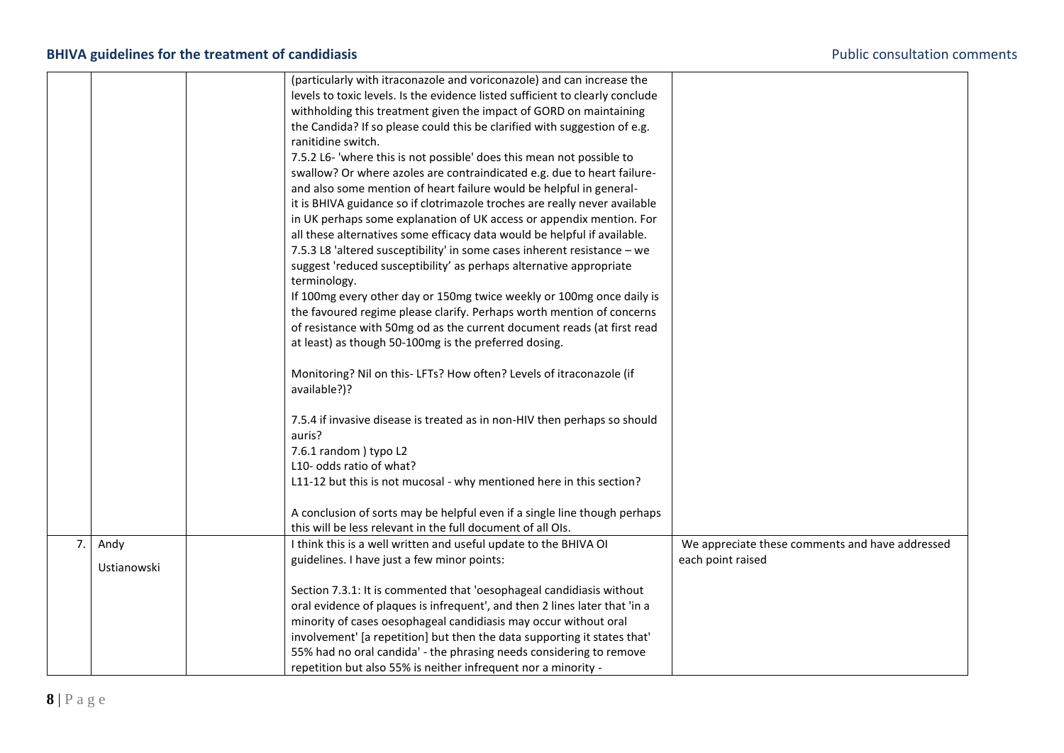| | | | | |
|---|---|---|---|---|
| | | | (particularly with itraconazole and voriconazole) and can increase the levels to toxic levels. Is the evidence listed sufficient to clearly conclude withholding this treatment given the impact of GORD on maintaining the Candida? If so please could this be clarified with suggestion of e.g. ranitidine switch.<br>7.5.2 L6- 'where this is not possible' does this mean not possible to swallow? Or where azoles are contraindicated e.g. due to heart failure- and also some mention of heart failure would be helpful in general- it is BHIVA guidance so if clotrimazole troches are really never available in UK perhaps some explanation of UK access or appendix mention. For all these alternatives some efficacy data would be helpful if available.<br>7.5.3 L8 'altered susceptibility' in some cases inherent resistance – we suggest 'reduced susceptibility' as perhaps alternative appropriate terminology.<br>If 100mg every other day or 150mg twice weekly or 100mg once daily is the favoured regime please clarify. Perhaps worth mention of concerns of resistance with 50mg od as the current document reads (at first read at least) as though 50-100mg is the preferred dosing.<br><br>Monitoring? Nil on this- LFTs? How often? Levels of itraconazole (if available?)?<br><br>7.5.4 if invasive disease is treated as in non-HIV then perhaps so should auris?<br>7.6.1 random ) typo L2<br>L10- odds ratio of what?<br>L11-12 but this is not mucosal - why mentioned here in this section?<br><br>A conclusion of sorts may be helpful even if a single line though perhaps this will be less relevant in the full document of all OIs. | |
| 7. | Andy Ustianowski | | I think this is a well written and useful update to the BHIVA OI guidelines. I have just a few minor points:<br><br>Section 7.3.1: It is commented that 'oesophageal candidiasis without oral evidence of plaques is infrequent', and then 2 lines later that 'in a minority of cases oesophageal candidiasis may occur without oral involvement' [a repetition] but then the data supporting it states that' 55% had no oral candida' - the phrasing needs considering to remove repetition but also 55% is neither infrequent nor a minority - | We appreciate these comments and have addressed each point raised |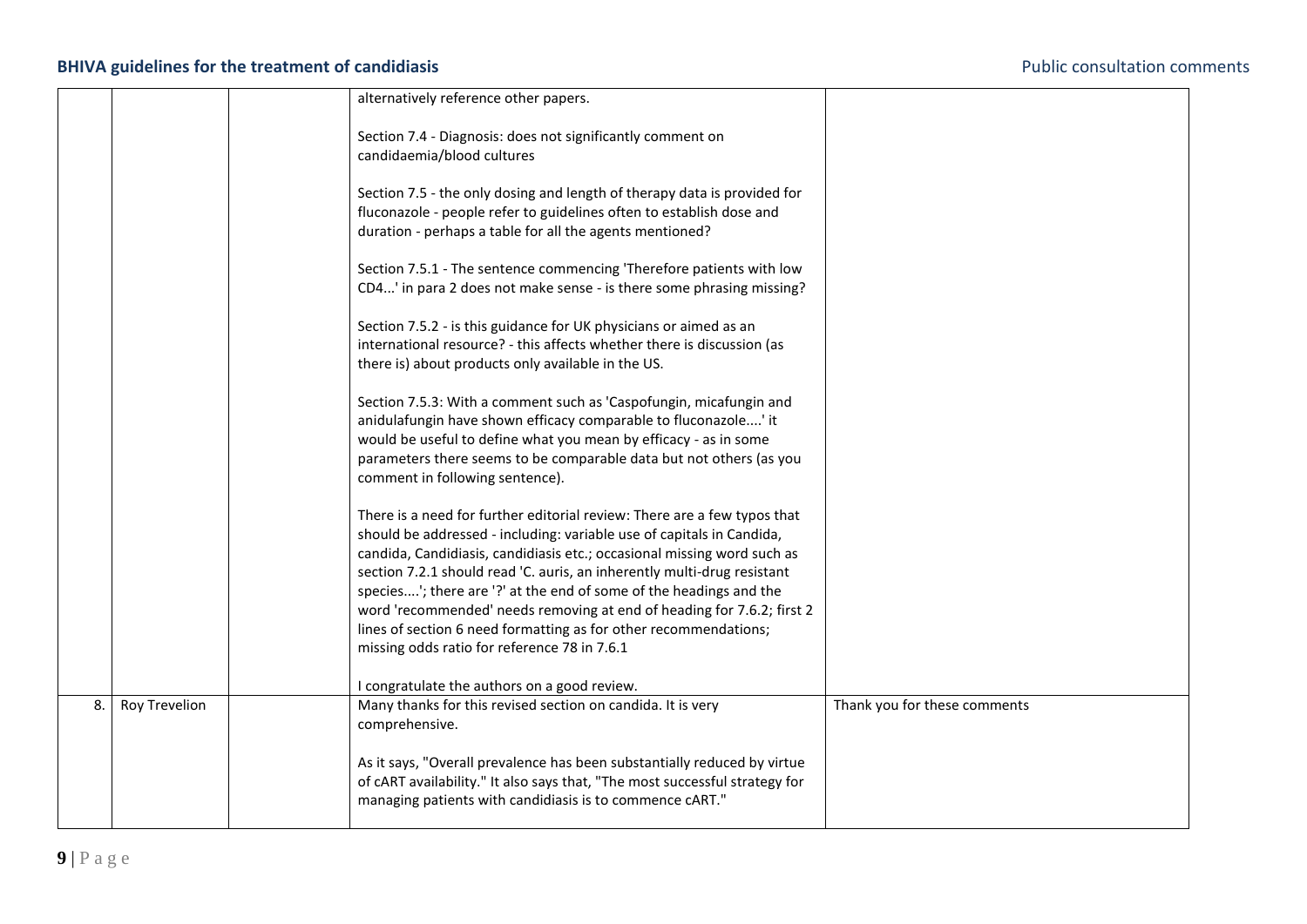| | | | | |
|---|---|---|---|---|
| | | | alternatively reference other papers.<br><br>Section 7.4 - Diagnosis: does not significantly comment on candidaemia/blood cultures<br><br>Section 7.5 - the only dosing and length of therapy data is provided for fluconazole - people refer to guidelines often to establish dose and duration - perhaps a table for all the agents mentioned?<br><br>Section 7.5.1 - The sentence commencing 'Therefore patients with low CD4...' in para 2 does not make sense - is there some phrasing missing?<br><br>Section 7.5.2 - is this guidance for UK physicians or aimed as an international resource? - this affects whether there is discussion (as there is) about products only available in the US.<br><br>Section 7.5.3: With a comment such as 'Caspofungin, micafungin and anidulafungin have shown efficacy comparable to fluconazole....' it would be useful to define what you mean by efficacy - as in some parameters there seems to be comparable data but not others (as you comment in following sentence).<br><br>There is a need for further editorial review: There are a few typos that should be addressed - including: variable use of capitals in Candida, candida, Candidiasis, candidiasis etc.; occasional missing word such as section 7.2.1 should read 'C. auris, an inherently multi-drug resistant species....'; there are '?' at the end of some of the headings and the word 'recommended' needs removing at end of heading for 7.6.2; first 2 lines of section 6 need formatting as for other recommendations; missing odds ratio for reference 78 in 7.6.1<br><br>I congratulate the authors on a good review. | |
| 8. | Roy Trevelion | | Many thanks for this revised section on candida. It is very comprehensive.<br><br>As it says, "Overall prevalence has been substantially reduced by virtue of cART availability." It also says that, "The most successful strategy for managing patients with candidiasis is to commence cART." | Thank you for these comments |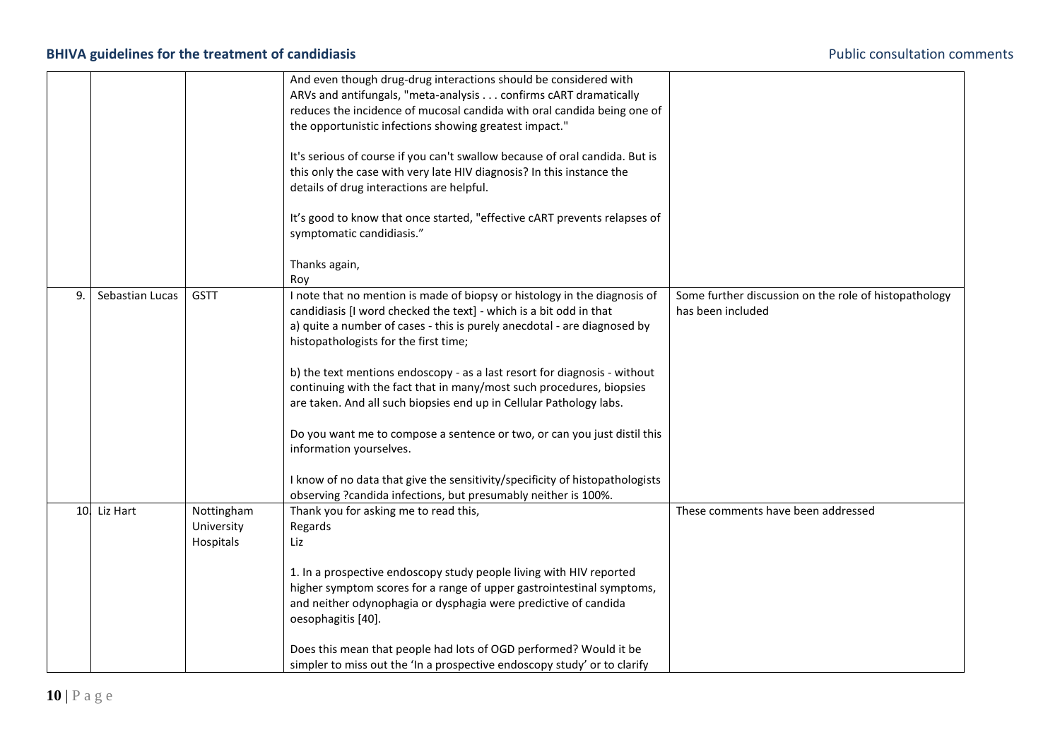|  |  |  |  |  |
|---|---|---|---|---|
|  |  |  | And even though drug-drug interactions should be considered with ARVs and antifungals, "meta-analysis . . . confirms cART dramatically reduces the incidence of mucosal candida with oral candida being one of the opportunistic infections showing greatest impact."<br><br>It's serious of course if you can't swallow because of oral candida. But is this only the case with very late HIV diagnosis? In this instance the details of drug interactions are helpful.<br><br>It's good to know that once started, "effective cART prevents relapses of symptomatic candidiasis."<br><br>Thanks again,<br>Roy |  |
| 9. | Sebastian Lucas | GSTT | I note that no mention is made of biopsy or histology in the diagnosis of candidiasis [I word checked the text] - which is a bit odd in that<br>a) quite a number of cases - this is purely anecdotal - are diagnosed by histopathologists for the first time;<br><br>b) the text mentions endoscopy - as a last resort for diagnosis - without continuing with the fact that in many/most such procedures, biopsies are taken. And all such biopsies end up in Cellular Pathology labs.<br><br>Do you want me to compose a sentence or two, or can you just distil this information yourselves.<br><br>I know of no data that give the sensitivity/specificity of histopathologists observing ?candida infections, but presumably neither is 100%. | Some further discussion on the role of histopathology has been included |
| 10. | Liz Hart | Nottingham University Hospitals | Thank you for asking me to read this,<br>Regards<br>Liz<br><br>1. In a prospective endoscopy study people living with HIV reported higher symptom scores for a range of upper gastrointestinal symptoms, and neither odynophagia or dysphagia were predictive of candida oesophagitis [40].<br><br>Does this mean that people had lots of OGD performed? Would it be simpler to miss out the 'In a prospective endoscopy study' or to clarify | These comments have been addressed |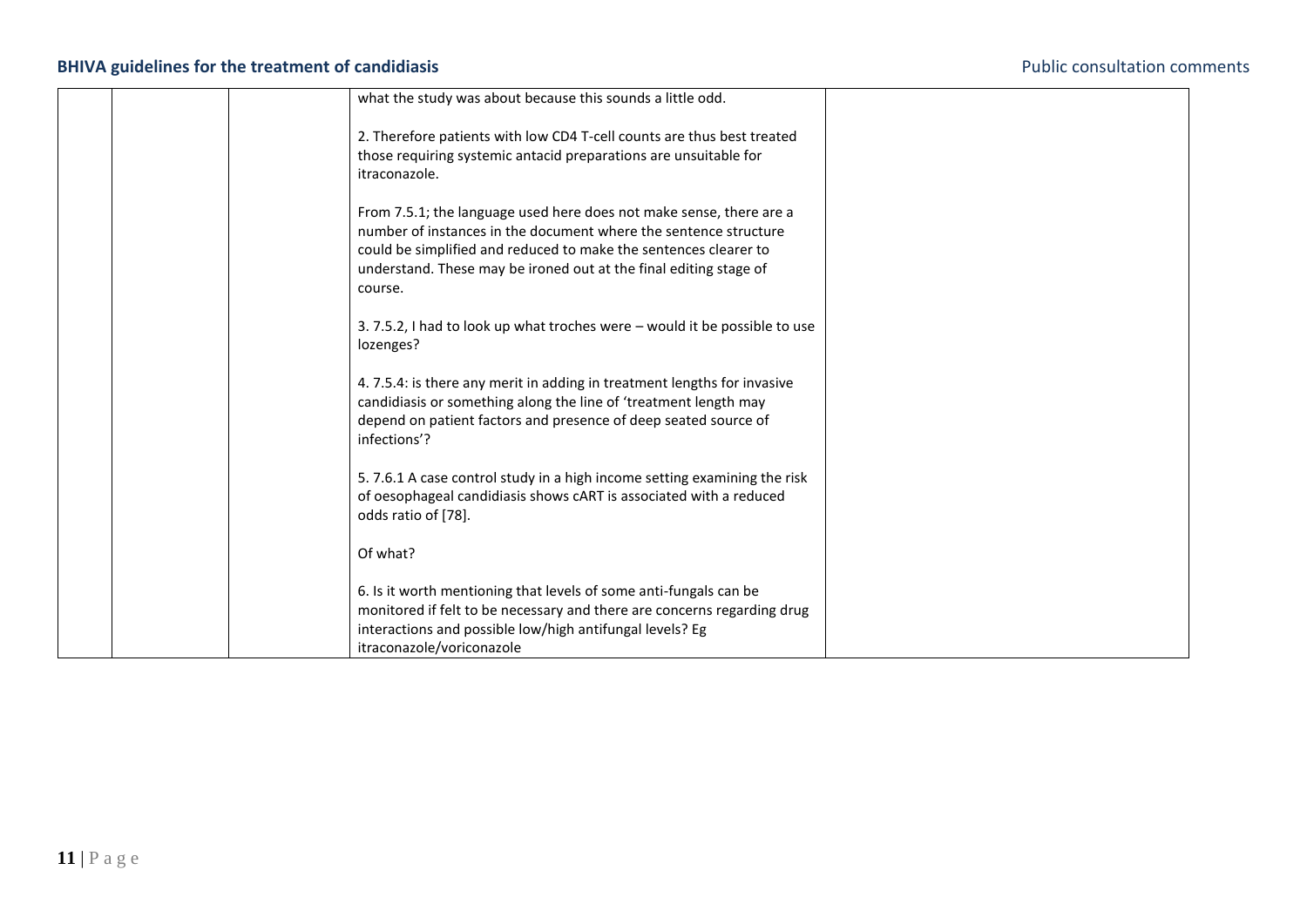| | | | | |
|---|---|---|---|---|
| | | | what the study was about because this sounds a little odd.<br><br>2. Therefore patients with low CD4 T-cell counts are thus best treated those requiring systemic antacid preparations are unsuitable for itraconazole.<br><br>From 7.5.1; the language used here does not make sense, there are a number of instances in the document where the sentence structure could be simplified and reduced to make the sentences clearer to understand. These may be ironed out at the final editing stage of course.<br><br>3. 7.5.2, I had to look up what troches were – would it be possible to use lozenges?<br><br>4. 7.5.4: is there any merit in adding in treatment lengths for invasive candidiasis or something along the line of 'treatment length may depend on patient factors and presence of deep seated source of infections'?<br><br>5. 7.6.1 A case control study in a high income setting examining the risk of oesophageal candidiasis shows cART is associated with a reduced odds ratio of [78].<br><br>Of what?<br><br>6. Is it worth mentioning that levels of some anti-fungals can be monitored if felt to be necessary and there are concerns regarding drug interactions and possible low/high antifungal levels? Eg itraconazole/voriconazole | |